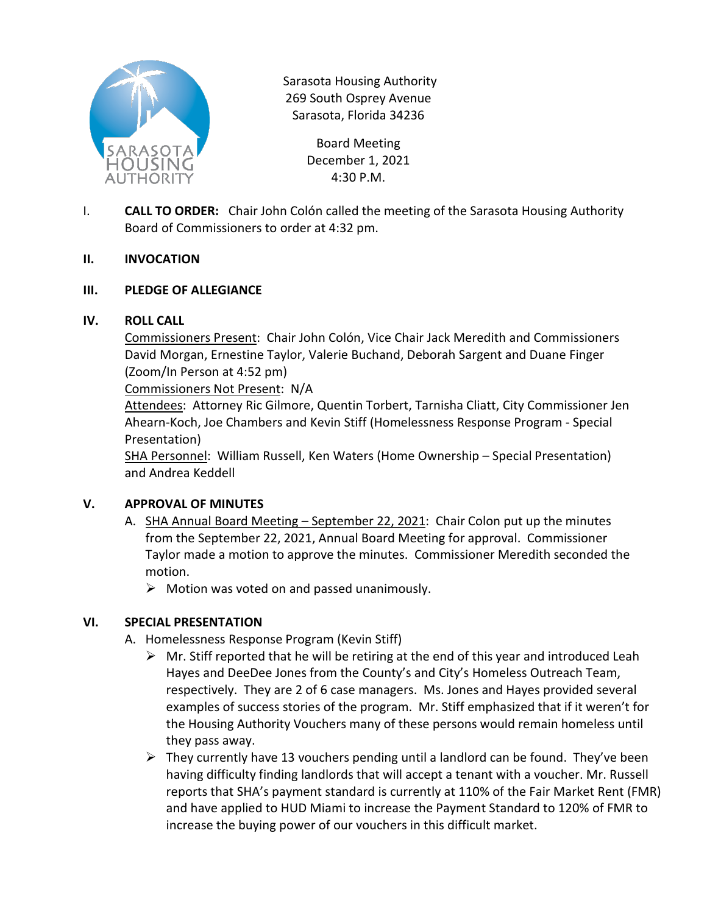Sarasota Housing Authority
269 South Osprey Avenue
Sarasota, Florida 34236

Board Meeting
December 1, 2021
4:30 P.M.

I. **CALL TO ORDER:** Chair John Colón called the meeting of the Sarasota Housing Authority Board of Commissioners to order at 4:32 pm.

**II. INVOCATION**

**III. PLEDGE OF ALLEGIANCE**

**IV. ROLL CALL**

Commissioners Present: Chair John Colón, Vice Chair Jack Meredith and Commissioners David Morgan, Ernestine Taylor, Valerie Buchand, Deborah Sargent and Duane Finger (Zoom/In Person at 4:52 pm)

Commissioners Not Present: N/A

Attendees: Attorney Ric Gilmore, Quentin Torbert, Tarnisha Cliatt, City Commissioner Jen Ahearn-Koch, Joe Chambers and Kevin Stiff (Homelessness Response Program - Special Presentation)

SHA Personnel: William Russell, Ken Waters (Home Ownership – Special Presentation) and Andrea Keddell

**V. APPROVAL OF MINUTES**

A. SHA Annual Board Meeting – September 22, 2021: Chair Colon put up the minutes from the September 22, 2021, Annual Board Meeting for approval. Commissioner Taylor made a motion to approve the minutes. Commissioner Meredith seconded the motion.
   - Motion was voted on and passed unanimously.

**VI. SPECIAL PRESENTATION**

A. Homelessness Response Program (Kevin Stiff)
   - Mr. Stiff reported that he will be retiring at the end of this year and introduced Leah Hayes and DeeDee Jones from the County's and City's Homeless Outreach Team, respectively. They are 2 of 6 case managers. Ms. Jones and Hayes provided several examples of success stories of the program. Mr. Stiff emphasized that if it weren't for the Housing Authority Vouchers many of these persons would remain homeless until they pass away.
   - They currently have 13 vouchers pending until a landlord can be found. They've been having difficulty finding landlords that will accept a tenant with a voucher. Mr. Russell reports that SHA's payment standard is currently at 110% of the Fair Market Rent (FMR) and have applied to HUD Miami to increase the Payment Standard to 120% of FMR to increase the buying power of our vouchers in this difficult market.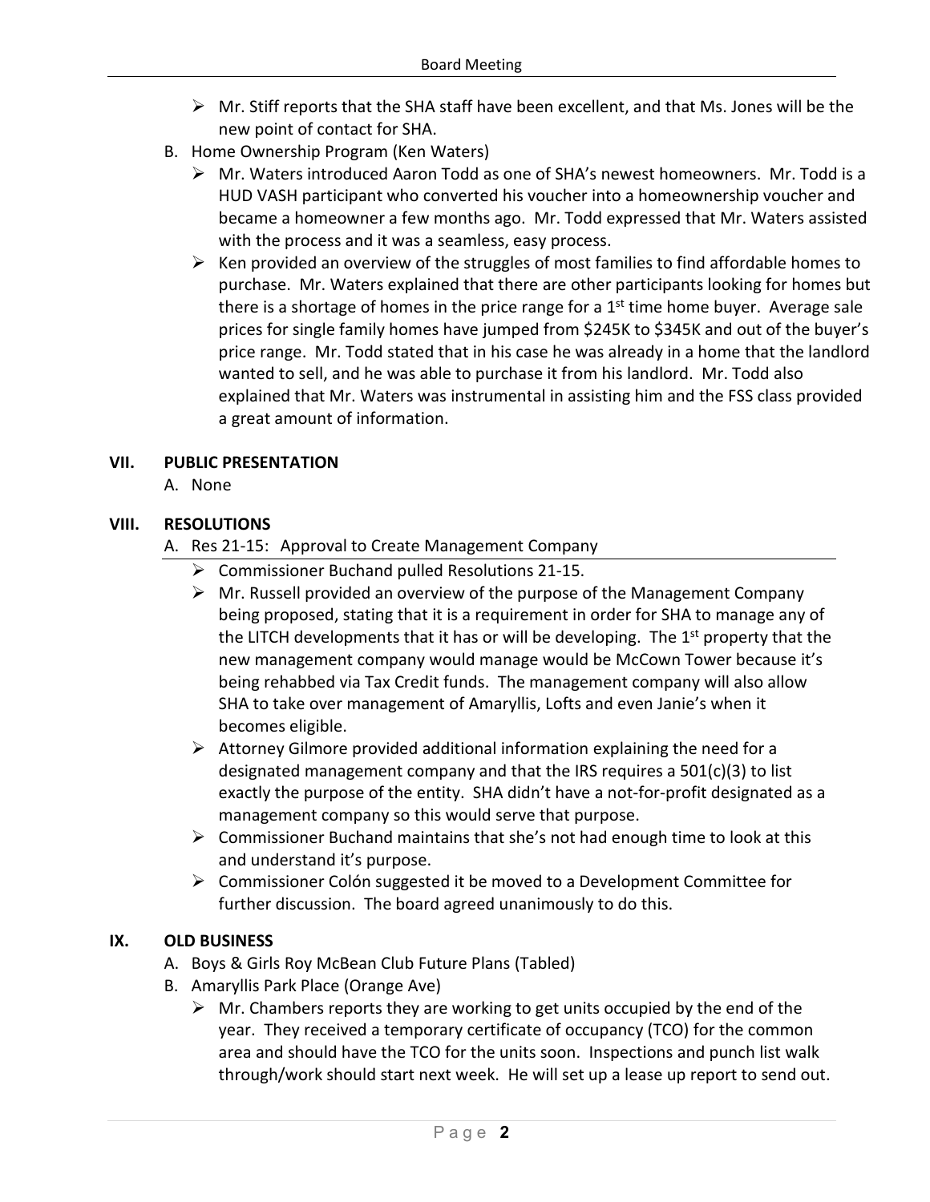- Mr. Stiff reports that the SHA staff have been excellent, and that Ms. Jones will be the new point of contact for SHA.

B. Home Ownership Program (Ken Waters)
   - Mr. Waters introduced Aaron Todd as one of SHA's newest homeowners. Mr. Todd is a HUD VASH participant who converted his voucher into a homeownership voucher and became a homeowner a few months ago. Mr. Todd expressed that Mr. Waters assisted with the process and it was a seamless, easy process.
   - Ken provided an overview of the struggles of most families to find affordable homes to purchase. Mr. Waters explained that there are other participants looking for homes but there is a shortage of homes in the price range for a 1st time home buyer. Average sale prices for single family homes have jumped from \$245K to \$345K and out of the buyer's price range. Mr. Todd stated that in his case he was already in a home that the landlord wanted to sell, and he was able to purchase it from his landlord. Mr. Todd also explained that Mr. Waters was instrumental in assisting him and the FSS class provided a great amount of information.

## VII. PUBLIC PRESENTATION

A. None

## VIII. RESOLUTIONS

A. Res 21-15: Approval to Create Management Company
   - Commissioner Buchand pulled Resolutions 21-15.
   - Mr. Russell provided an overview of the purpose of the Management Company being proposed, stating that it is a requirement in order for SHA to manage any of the LITCH developments that it has or will be developing. The 1st property that the new management company would manage would be McCown Tower because it's being rehabbed via Tax Credit funds. The management company will also allow SHA to take over management of Amaryllis, Lofts and even Janie's when it becomes eligible.
   - Attorney Gilmore provided additional information explaining the need for a designated management company and that the IRS requires a 501(c)(3) to list exactly the purpose of the entity. SHA didn't have a not-for-profit designated as a management company so this would serve that purpose.
   - Commissioner Buchand maintains that she's not had enough time to look at this and understand it's purpose.
   - Commissioner Colón suggested it be moved to a Development Committee for further discussion. The board agreed unanimously to do this.

## IX. OLD BUSINESS

A. Boys & Girls Roy McBean Club Future Plans (Tabled)

B. Amaryllis Park Place (Orange Ave)
   - Mr. Chambers reports they are working to get units occupied by the end of the year. They received a temporary certificate of occupancy (TCO) for the common area and should have the TCO for the units soon. Inspections and punch list walk through/work should start next week. He will set up a lease up report to send out.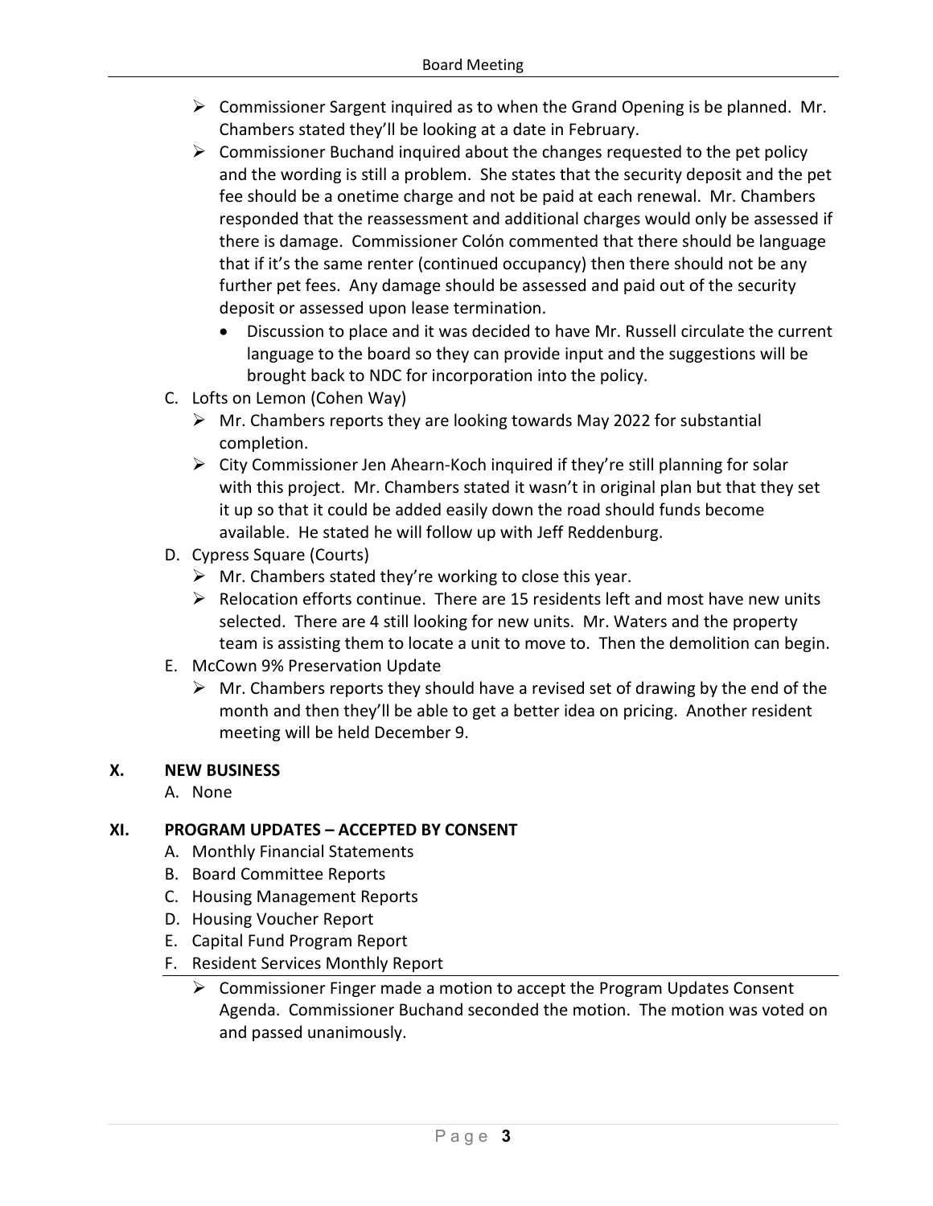- Commissioner Sargent inquired as to when the Grand Opening is be planned. Mr. Chambers stated they'll be looking at a date in February.
- Commissioner Buchand inquired about the changes requested to the pet policy and the wording is still a problem. She states that the security deposit and the pet fee should be a onetime charge and not be paid at each renewal. Mr. Chambers responded that the reassessment and additional charges would only be assessed if there is damage. Commissioner Colón commented that there should be language that if it's the same renter (continued occupancy) then there should not be any further pet fees. Any damage should be assessed and paid out of the security deposit or assessed upon lease termination.
  - Discussion to place and it was decided to have Mr. Russell circulate the current language to the board so they can provide input and the suggestions will be brought back to NDC for incorporation into the policy.

C. Lofts on Lemon (Cohen Way)
- Mr. Chambers reports they are looking towards May 2022 for substantial completion.
- City Commissioner Jen Ahearn-Koch inquired if they're still planning for solar with this project. Mr. Chambers stated it wasn't in original plan but that they set it up so that it could be added easily down the road should funds become available. He stated he will follow up with Jeff Reddenburg.

D. Cypress Square (Courts)
- Mr. Chambers stated they're working to close this year.
- Relocation efforts continue. There are 15 residents left and most have new units selected. There are 4 still looking for new units. Mr. Waters and the property team is assisting them to locate a unit to move to. Then the demolition can begin.

E. McCown 9% Preservation Update
- Mr. Chambers reports they should have a revised set of drawing by the end of the month and then they'll be able to get a better idea on pricing. Another resident meeting will be held December 9.

## X. NEW BUSINESS

A. None

## XI. PROGRAM UPDATES – ACCEPTED BY CONSENT

A. Monthly Financial Statements
B. Board Committee Reports
C. Housing Management Reports
D. Housing Voucher Report
E. Capital Fund Program Report
F. Resident Services Monthly Report

- Commissioner Finger made a motion to accept the Program Updates Consent Agenda. Commissioner Buchand seconded the motion. The motion was voted on and passed unanimously.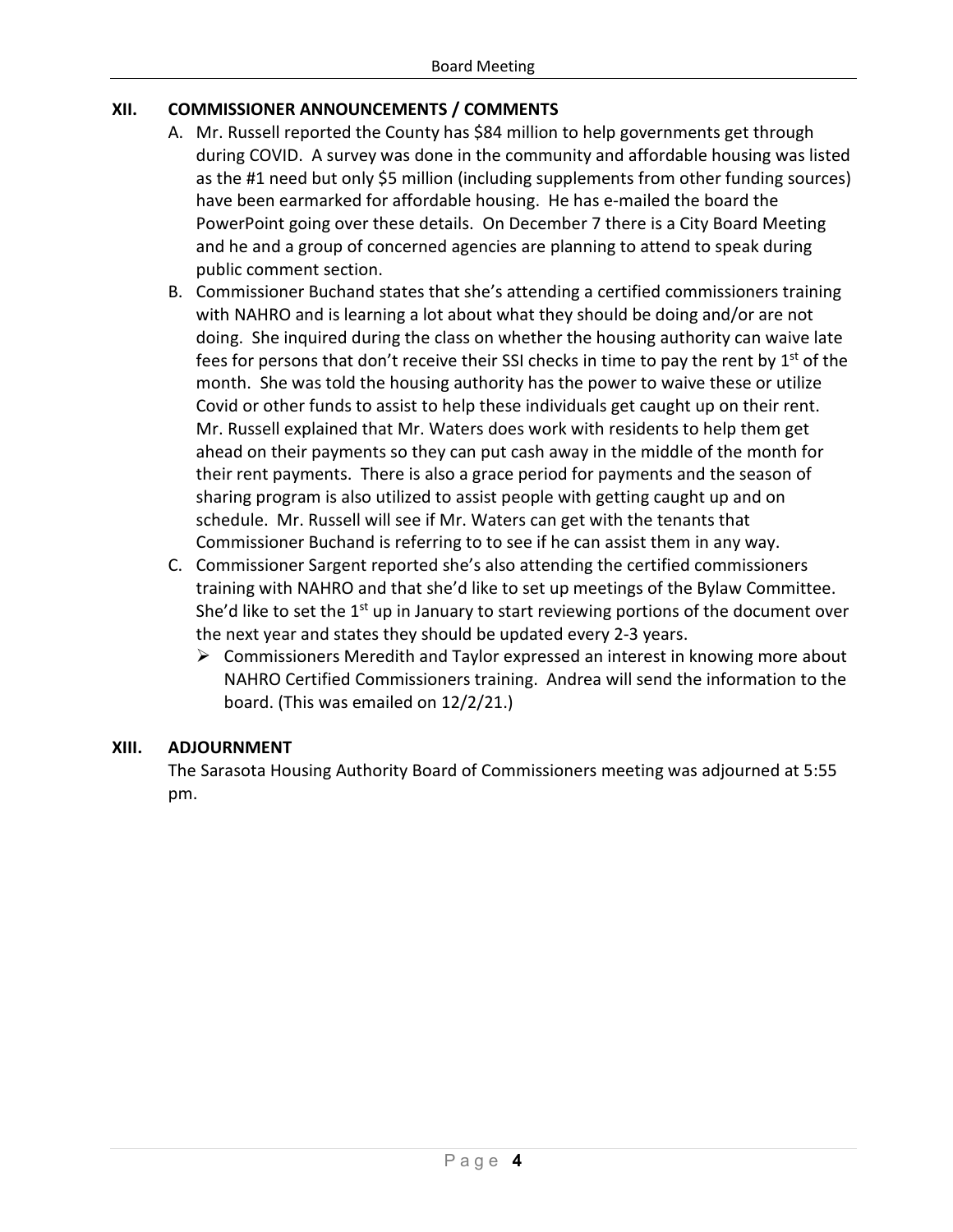## XII. COMMISSIONER ANNOUNCEMENTS / COMMENTS

A. Mr. Russell reported the County has $84 million to help governments get through during COVID. A survey was done in the community and affordable housing was listed as the #1 need but only $5 million (including supplements from other funding sources) have been earmarked for affordable housing. He has e-mailed the board the PowerPoint going over these details. On December 7 there is a City Board Meeting and he and a group of concerned agencies are planning to attend to speak during public comment section.

B. Commissioner Buchand states that she's attending a certified commissioners training with NAHRO and is learning a lot about what they should be doing and/or are not doing. She inquired during the class on whether the housing authority can waive late fees for persons that don't receive their SSI checks in time to pay the rent by 1st of the month. She was told the housing authority has the power to waive these or utilize Covid or other funds to assist to help these individuals get caught up on their rent. Mr. Russell explained that Mr. Waters does work with residents to help them get ahead on their payments so they can put cash away in the middle of the month for their rent payments. There is also a grace period for payments and the season of sharing program is also utilized to assist people with getting caught up and on schedule. Mr. Russell will see if Mr. Waters can get with the tenants that Commissioner Buchand is referring to to see if he can assist them in any way.

C. Commissioner Sargent reported she's also attending the certified commissioners training with NAHRO and that she'd like to set up meetings of the Bylaw Committee. She'd like to set the 1st up in January to start reviewing portions of the document over the next year and states they should be updated every 2-3 years.

   - Commissioners Meredith and Taylor expressed an interest in knowing more about NAHRO Certified Commissioners training. Andrea will send the information to the board. (This was emailed on 12/2/21.)

## XIII. ADJOURNMENT

The Sarasota Housing Authority Board of Commissioners meeting was adjourned at 5:55 pm.